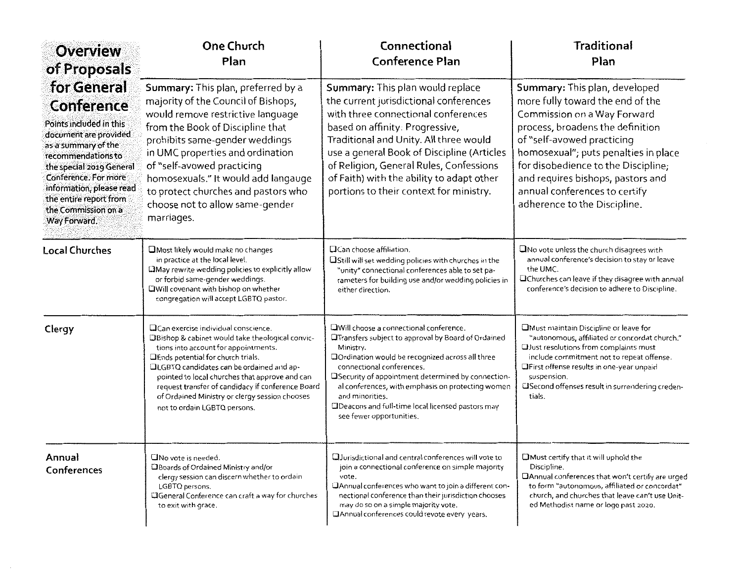| **Overview of Proposals for General Conference** Points included in this document are provided as a summary of the recommendations to the special 2019 General Conference. For more information, please read the entire report from the Commission on a Way Forward. | **One Church Plan** | **Connectional Conference Plan** | **Traditional Plan** |
|---|---|---|---|
| | **Summary:** This plan, preferred by a majority of the Council of Bishops, would remove restrictive language from the Book of Discipline that prohibits same-gender weddings in UMC properties and ordination of "self-avowed practicing homosexuals." It would add langauge to protect churches and pastors who choose not to allow same-gender marriages. | **Summary:** This plan would replace the current jurisdictional conferences with three connectional conferences based on affinity. Progressive, Traditional and Unity. All three would use a general Book of Discipline (Articles of Religion, General Rules, Confessions of Faith) with the ability to adapt other portions to their context for ministry. | **Summary:** This plan, developed more fully toward the end of the Commission on a Way Forward process, broadens the definition of "self-avowed practicing homosexual"; puts penalties in place for disobedience to the Discipline; and requires bishops, pastors and annual conferences to certify adherence to the Discipline. |
| **Local Churches** | ❑ Most likely would make no changes in practice at the local level.<br>❑ May rewrite wedding policies to explicitly allow or forbid same-gender weddings.<br>❑ Will covenant with bishop on whether congregation will accept LGBTQ pastor. | ❑ Can choose affiliation.<br>❑ Still will set wedding policies with churches in the "unity" connectional conferences able to set parameters for building use and/or wedding policies in either direction. | ❑ No vote unless the church disagrees with annual conference's decision to stay or leave the UMC.<br>❑ Churches can leave if they disagree with annual conference's decision to adhere to Discipline. |
| **Clergy** | ❑ Can exercise individual conscience.<br>❑ Bishop & cabinet would take theological convictions into account for appointments.<br>❑ Ends potential for church trials.<br>❑ LGBTQ candidates can be ordained and appointed to local churches that approve and can request transfer of candidacy if conference Board of Ordained Ministry or clergy session chooses not to ordain LGBTQ persons. | ❑ Will choose a connectional conference.<br>❑ Transfers subject to approval by Board of Ordained Ministry.<br>❑ Ordination would be recognized across all three connectional conferences.<br>❑ Security of appointment determined by connectional conferences, with emphasis on protecting women and minorities.<br>❑ Deacons and full-time local licensed pastors may see fewer opportunities. | ❑ Must maintain Discipline or leave for "autonomous, affiliated or concordat church."<br>❑ Just resolutions from complaints must include commitment not to repeat offense.<br>❑ First offense results in one-year unpaid suspension.<br>❑ Second offenses result in surrendering credentials. |
| **Annual Conferences** | ❑ No vote is needed.<br>❑ Boards of Ordained Ministry and/or clergy session can discern whether to ordain LGBTQ persons.<br>❑ General Conference can craft a way for churches to exit with grace. | ❑ Jurisdictional and central conferences will vote to join a connectional conference on simple majority vote.<br>❑ Annual conferences who want to join a different connectional conference than their jurisdiction chooses may do so on a simple majority vote.<br>❑ Annual conferences could revote every years. | ❑ Must certify that it will uphold the Discipline.<br>❑ Annual conferences that won't certify are urged to form "autonomous, affiliated or concordat" church, and churches that leave can't use United Methodist name or logo past 2020. |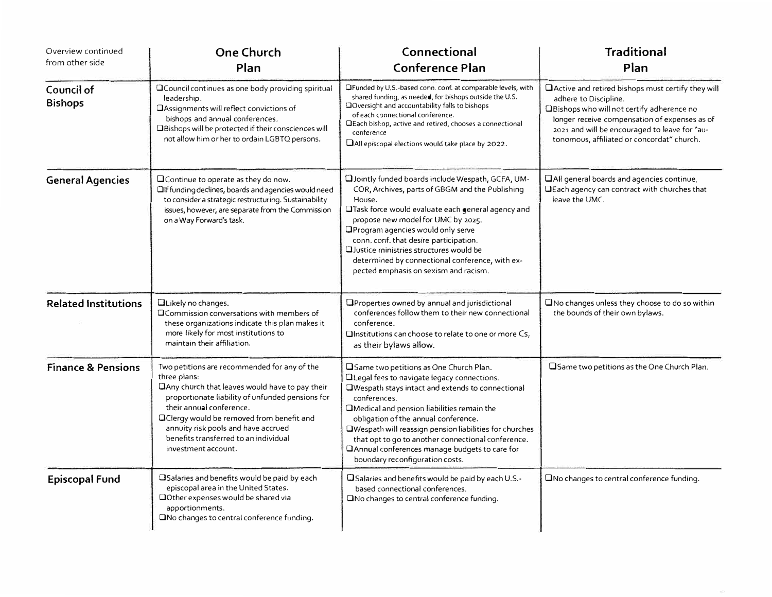| Overview continued from other side | One Church Plan | Connectional Conference Plan | Traditional Plan |
|---|---|---|---|
| **Council of Bishops** | ❑Council continues as one body providing spiritual leadership.<br>❑Assignments will reflect convictions of bishops and annual conferences.<br>❑Bishops will be protected if their consciences will not allow him or her to ordain LGBTQ persons. | ❑Funded by U.S.-based conn. conf. at comparable levels, with shared funding, as needed, for bishops outside the U.S.<br>❑Oversight and accountability falls to bishops of each connectional conference.<br>❑Each bishop, active and retired, chooses a connectional conference<br>❑All episcopal elections would take place by 2022. | ❑Active and retired bishops must certify they will adhere to Discipline.<br>❑Bishops who will not certify adherence no longer receive compensation of expenses as of 2021 and will be encouraged to leave for "autonomous, affiliated or concordat" church. |
| **General Agencies** | ❑Continue to operate as they do now.<br>❑If funding declines, boards and agencies would need to consider a strategic restructuring. Sustainability issues, however, are separate from the Commission on a Way Forward's task. | ❑Jointly funded boards include Wespath, GCFA, UMCOR, Archives, parts of GBGM and the Publishing House.<br>❑Task force would evaluate each general agency and propose new model for UMC by 2025.<br>❑Program agencies would only serve conn. conf. that desire participation.<br>❑Justice ministries structures would be determined by connectional conference, with expected emphasis on sexism and racism. | ❑All general boards and agencies continue.<br>❑Each agency can contract with churches that leave the UMC. |
| **Related Institutions** | ❑Likely no changes.<br>❑Commission conversations with members of these organizations indicate this plan makes it more likely for most institutions to maintain their affiliation. | ❑Properties owned by annual and jurisdictional conferences follow them to their new connectional conference.<br>❑Institutions can choose to relate to one or more Cs, as their bylaws allow. | ❑No changes unless they choose to do so within the bounds of their own bylaws. |
| **Finance & Pensions** | Two petitions are recommended for any of the three plans:<br>❑Any church that leaves would have to pay their proportionate liability of unfunded pensions for their annual conference.<br>❑Clergy would be removed from benefit and annuity risk pools and have accrued benefits transferred to an individual investment account. | ❑Same two petitions as One Church Plan.<br>❑Legal fees to navigate legacy connections.<br>❑Wespath stays intact and extends to connectional conferences.<br>❑Medical and pension liabilities remain the obligation of the annual conference.<br>❑Wespath will reassign pension liabilities for churches that opt to go to another connectional conference.<br>❑Annual conferences manage budgets to care for boundary reconfiguration costs. | ❑Same two petitions as the One Church Plan. |
| **Episcopal Fund** | ❑Salaries and benefits would be paid by each episcopal area in the United States.<br>❑Other expenses would be shared via apportionments.<br>❑No changes to central conference funding. | ❑Salaries and benefits would be paid by each U.S.-based connectional conferences.<br>❑No changes to central conference funding. | ❑No changes to central conference funding. |